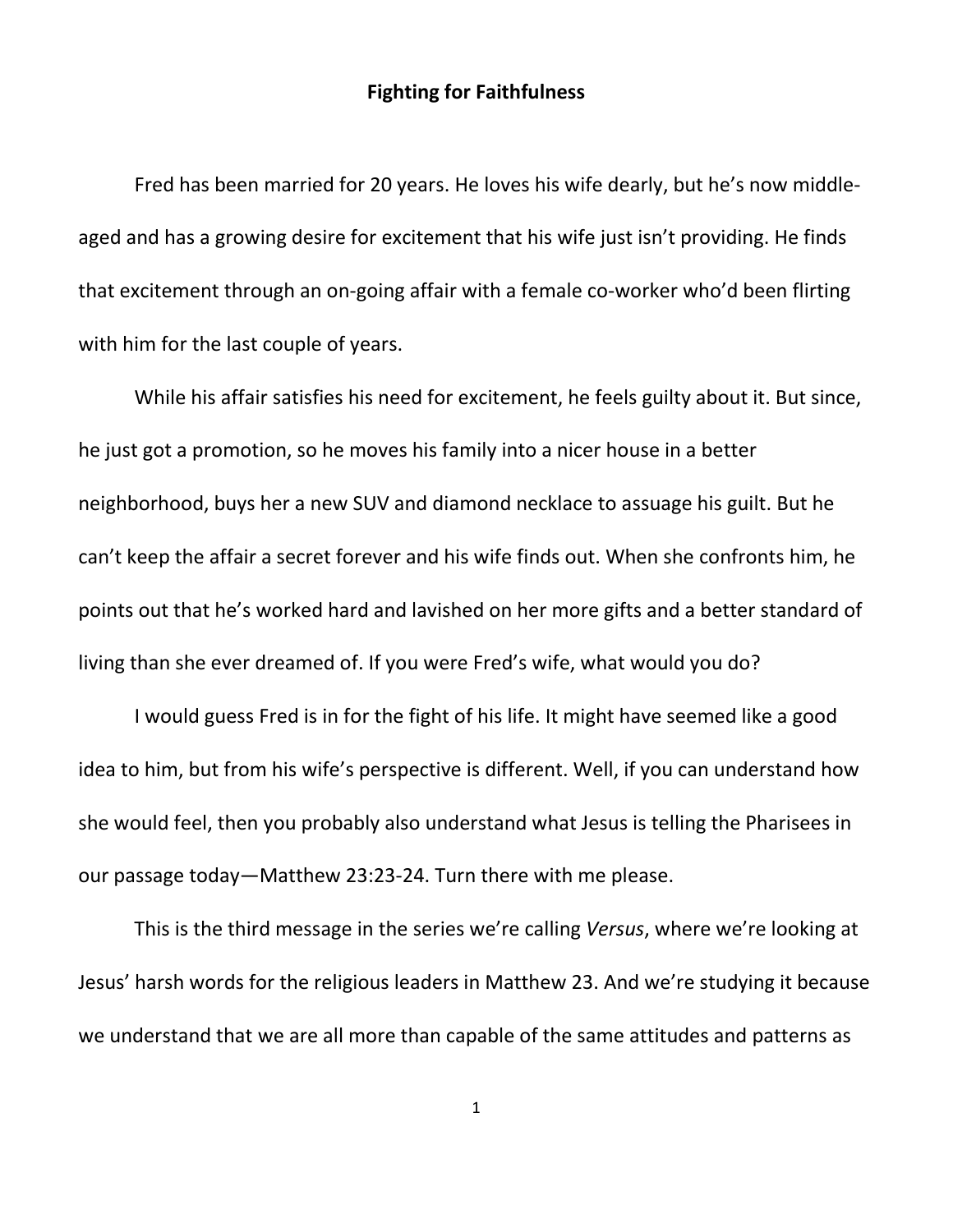# Fighting for Faithfulness

Fred has been married for 20 years. He loves his wife dearly, but he's now middle-aged and has a growing desire for excitement that his wife just isn't providing. He finds that excitement through an on-going affair with a female co-worker who'd been flirting with him for the last couple of years.

While his affair satisfies his need for excitement, he feels guilty about it. But since, he just got a promotion, so he moves his family into a nicer house in a better neighborhood, buys her a new SUV and diamond necklace to assuage his guilt. But he can't keep the affair a secret forever and his wife finds out. When she confronts him, he points out that he's worked hard and lavished on her more gifts and a better standard of living than she ever dreamed of. If you were Fred's wife, what would you do?

I would guess Fred is in for the fight of his life. It might have seemed like a good idea to him, but from his wife's perspective is different. Well, if you can understand how she would feel, then you probably also understand what Jesus is telling the Pharisees in our passage today—Matthew 23:23-24. Turn there with me please.

This is the third message in the series we're calling *Versus*, where we're looking at Jesus' harsh words for the religious leaders in Matthew 23. And we're studying it because we understand that we are all more than capable of the same attitudes and patterns as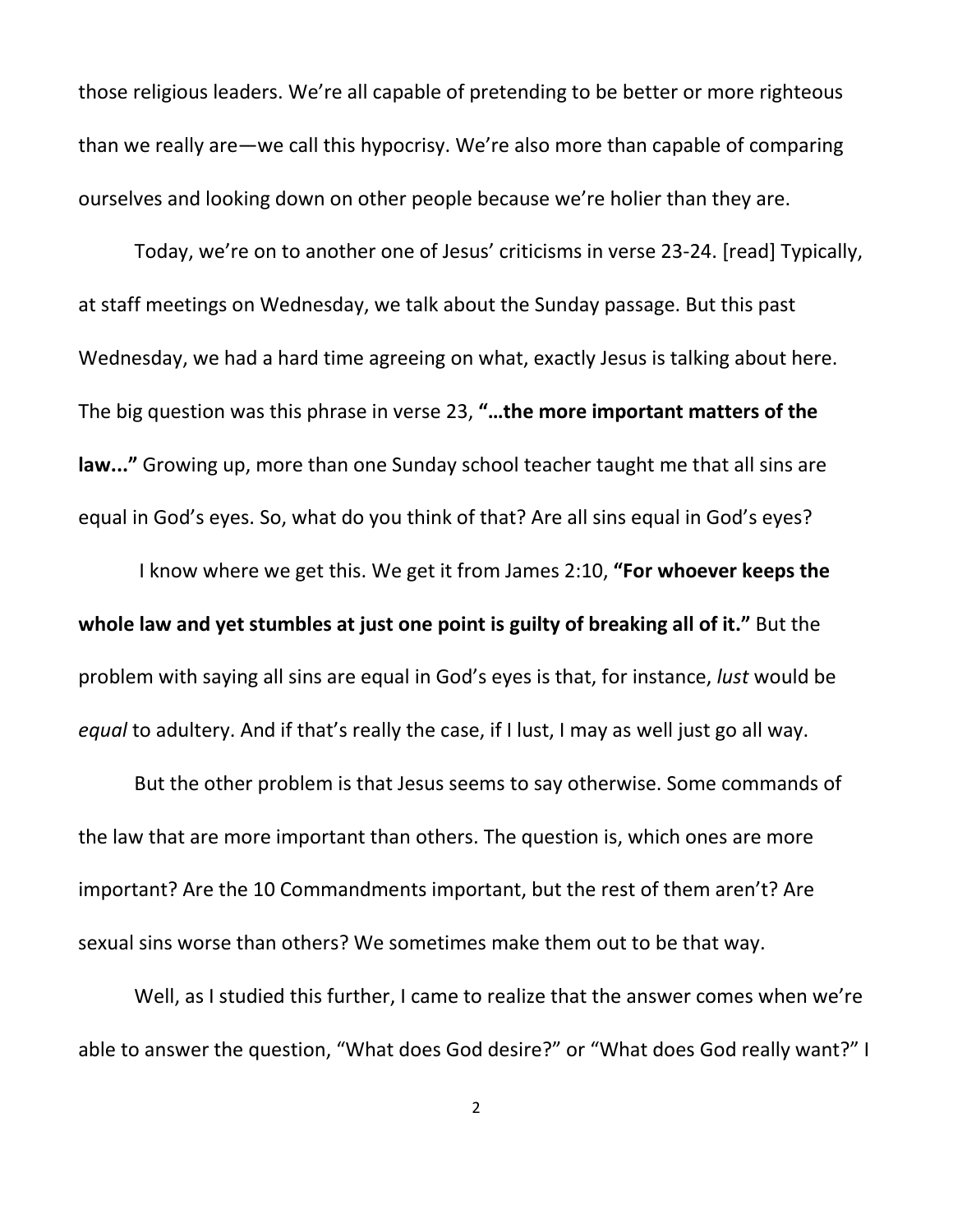those religious leaders. We're all capable of pretending to be better or more righteous than we really are—we call this hypocrisy. We're also more than capable of comparing ourselves and looking down on other people because we're holier than they are.

Today, we're on to another one of Jesus' criticisms in verse 23-24. [read] Typically, at staff meetings on Wednesday, we talk about the Sunday passage. But this past Wednesday, we had a hard time agreeing on what, exactly Jesus is talking about here. The big question was this phrase in verse 23, **"…the more important matters of the law..."** Growing up, more than one Sunday school teacher taught me that all sins are equal in God's eyes. So, what do you think of that? Are all sins equal in God's eyes?

I know where we get this. We get it from James 2:10, **"For whoever keeps the whole law and yet stumbles at just one point is guilty of breaking all of it."** But the problem with saying all sins are equal in God's eyes is that, for instance, *lust* would be *equal* to adultery. And if that's really the case, if I lust, I may as well just go all way.

But the other problem is that Jesus seems to say otherwise. Some commands of the law that are more important than others. The question is, which ones are more important? Are the 10 Commandments important, but the rest of them aren't? Are sexual sins worse than others? We sometimes make them out to be that way.

Well, as I studied this further, I came to realize that the answer comes when we're able to answer the question, "What does God desire?" or "What does God really want?" I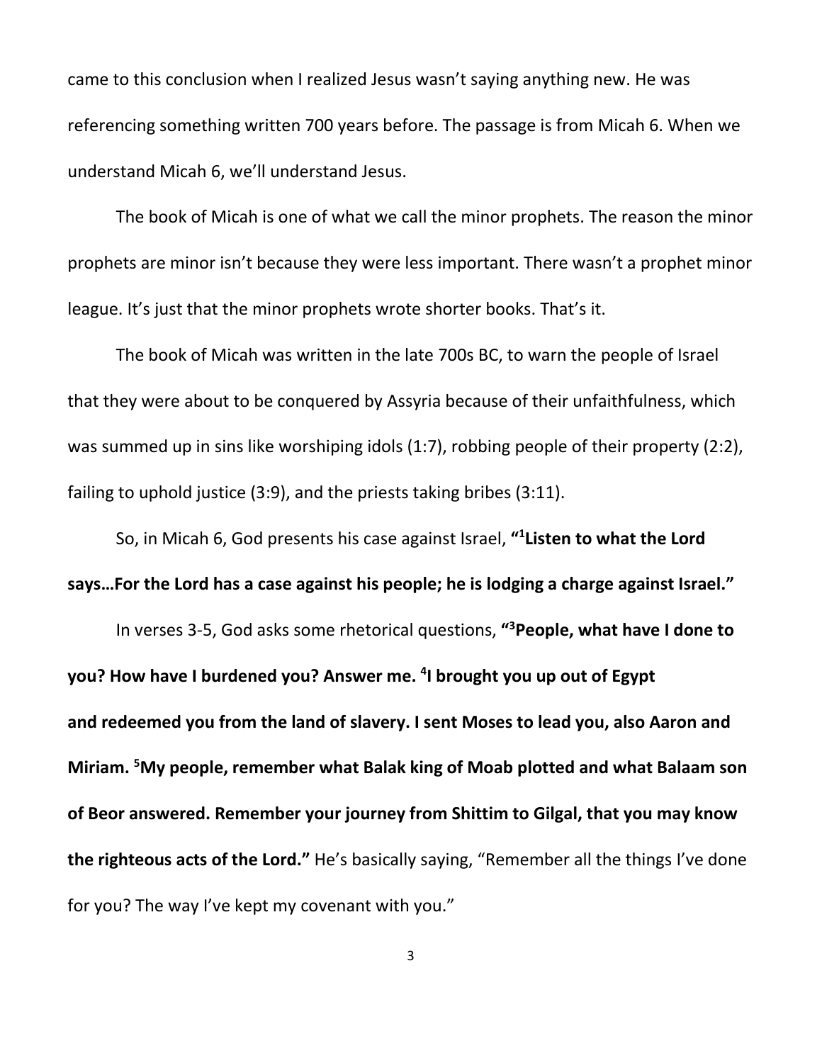came to this conclusion when I realized Jesus wasn't saying anything new. He was referencing something written 700 years before. The passage is from Micah 6. When we understand Micah 6, we'll understand Jesus.

The book of Micah is one of what we call the minor prophets. The reason the minor prophets are minor isn't because they were less important. There wasn't a prophet minor league. It's just that the minor prophets wrote shorter books. That's it.

The book of Micah was written in the late 700s BC, to warn the people of Israel that they were about to be conquered by Assyria because of their unfaithfulness, which was summed up in sins like worshiping idols (1:7), robbing people of their property (2:2), failing to uphold justice (3:9), and the priests taking bribes (3:11).

So, in Micah 6, God presents his case against Israel, **"[1]Listen to what the Lord says…For the Lord has a case against his people; he is lodging a charge against Israel."**

In verses 3-5, God asks some rhetorical questions, **"[3]People, what have I done to you? How have I burdened you? Answer me. [4]I brought you up out of Egypt and redeemed you from the land of slavery. I sent Moses to lead you, also Aaron and Miriam. [5]My people, remember what Balak king of Moab plotted and what Balaam son of Beor answered. Remember your journey from Shittim to Gilgal, that you may know the righteous acts of the Lord."** He's basically saying, "Remember all the things I've done for you? The way I've kept my covenant with you."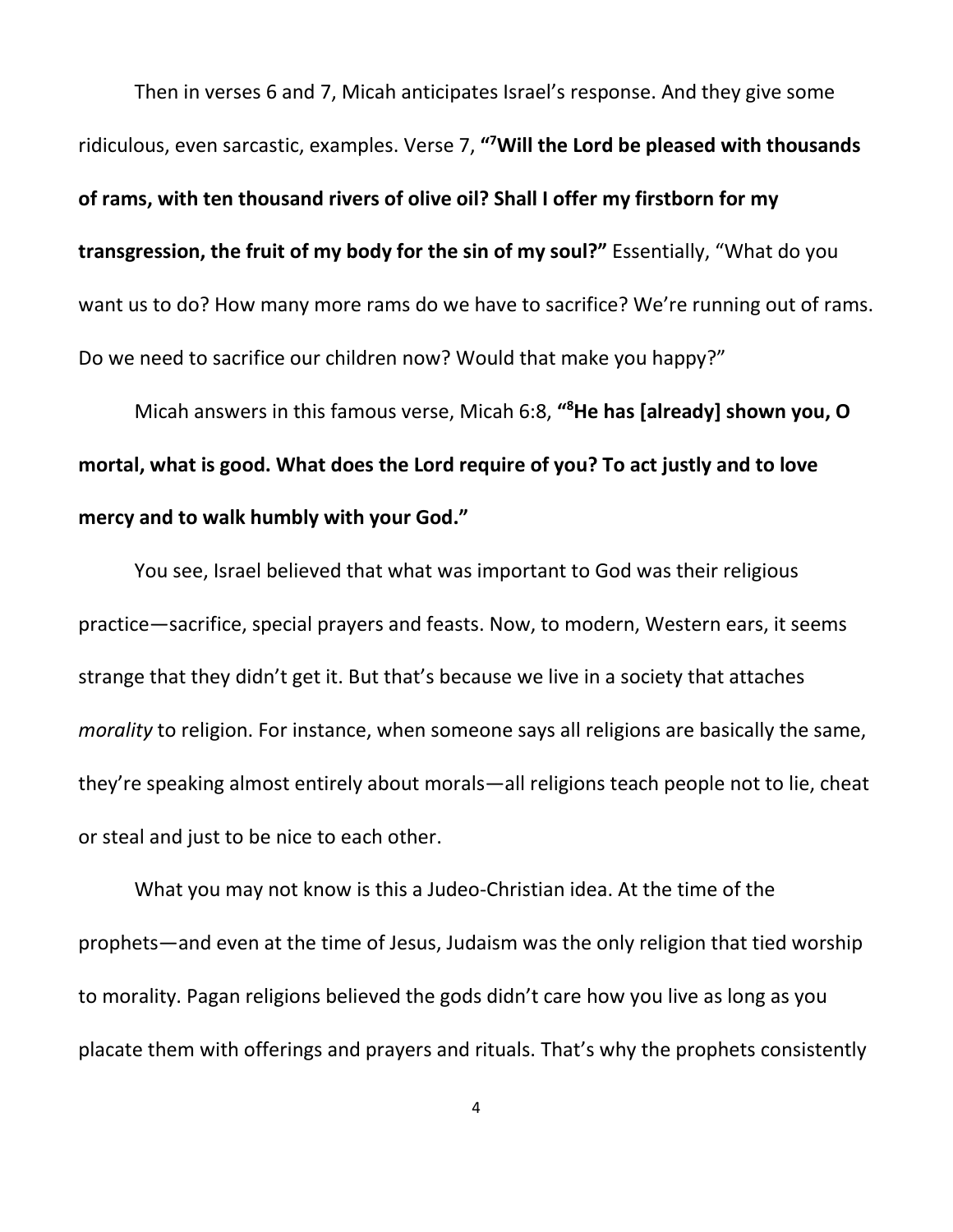Then in verses 6 and 7, Micah anticipates Israel's response. And they give some ridiculous, even sarcastic, examples. Verse 7, **"[7]Will the Lord be pleased with thousands of rams, with ten thousand rivers of olive oil? Shall I offer my firstborn for my transgression, the fruit of my body for the sin of my soul?"** Essentially, "What do you want us to do? How many more rams do we have to sacrifice? We're running out of rams. Do we need to sacrifice our children now? Would that make you happy?"

Micah answers in this famous verse, Micah 6:8, **"[8]He has [already] shown you, O mortal, what is good. What does the Lord require of you? To act justly and to love mercy and to walk humbly with your God."**

You see, Israel believed that what was important to God was their religious practice—sacrifice, special prayers and feasts. Now, to modern, Western ears, it seems strange that they didn't get it. But that's because we live in a society that attaches *morality* to religion. For instance, when someone says all religions are basically the same, they're speaking almost entirely about morals—all religions teach people not to lie, cheat or steal and just to be nice to each other.

What you may not know is this a Judeo-Christian idea. At the time of the prophets—and even at the time of Jesus, Judaism was the only religion that tied worship to morality. Pagan religions believed the gods didn't care how you live as long as you placate them with offerings and prayers and rituals. That's why the prophets consistently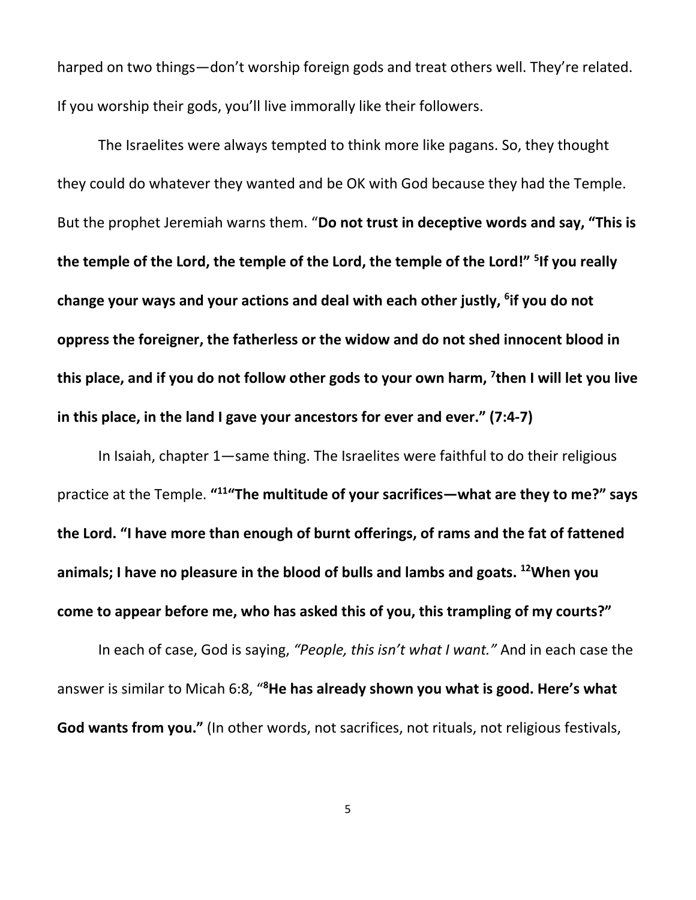harped on two things—don't worship foreign gods and treat others well. They're related. If you worship their gods, you'll live immorally like their followers.

The Israelites were always tempted to think more like pagans. So, they thought they could do whatever they wanted and be OK with God because they had the Temple. But the prophet Jeremiah warns them. "**Do not trust in deceptive words and say, "This is the temple of the Lord, the temple of the Lord, the temple of the Lord!" [5]If you really change your ways and your actions and deal with each other justly, [6]if you do not oppress the foreigner, the fatherless or the widow and do not shed innocent blood in this place, and if you do not follow other gods to your own harm, [7]then I will let you live in this place, in the land I gave your ancestors for ever and ever." (7:4-7)**

In Isaiah, chapter 1—same thing. The Israelites were faithful to do their religious practice at the Temple. **"[11]"The multitude of your sacrifices—what are they to me?" says the Lord. "I have more than enough of burnt offerings, of rams and the fat of fattened animals; I have no pleasure in the blood of bulls and lambs and goats. [12]When you come to appear before me, who has asked this of you, this trampling of my courts?"**

In each of case, God is saying, *"People, this isn't what I want."* And in each case the answer is similar to Micah 6:8, "**[8]He has already shown you what is good. Here's what God wants from you."** (In other words, not sacrifices, not rituals, not religious festivals,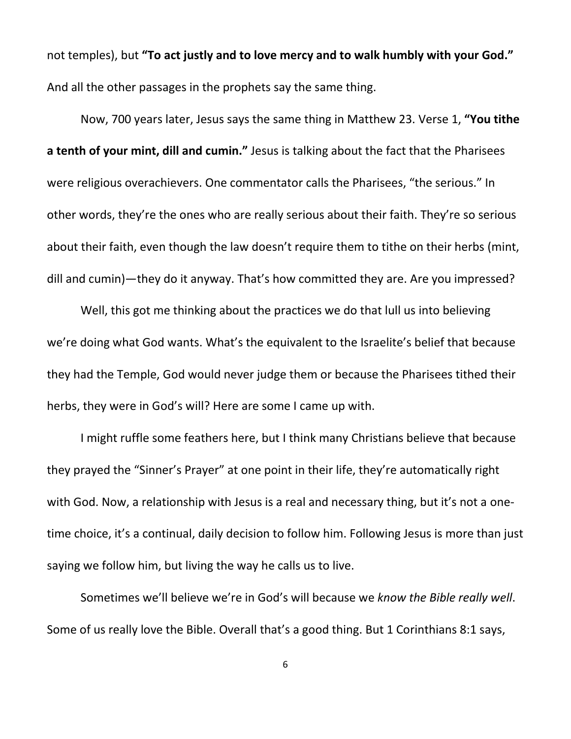not temples), but **"To act justly and to love mercy and to walk humbly with your God."** And all the other passages in the prophets say the same thing.

Now, 700 years later, Jesus says the same thing in Matthew 23. Verse 1, **"You tithe a tenth of your mint, dill and cumin."** Jesus is talking about the fact that the Pharisees were religious overachievers. One commentator calls the Pharisees, "the serious." In other words, they're the ones who are really serious about their faith. They're so serious about their faith, even though the law doesn't require them to tithe on their herbs (mint, dill and cumin)—they do it anyway. That's how committed they are. Are you impressed?

Well, this got me thinking about the practices we do that lull us into believing we're doing what God wants. What's the equivalent to the Israelite's belief that because they had the Temple, God would never judge them or because the Pharisees tithed their herbs, they were in God's will? Here are some I came up with.

I might ruffle some feathers here, but I think many Christians believe that because they prayed the "Sinner's Prayer" at one point in their life, they're automatically right with God. Now, a relationship with Jesus is a real and necessary thing, but it's not a one-time choice, it's a continual, daily decision to follow him. Following Jesus is more than just saying we follow him, but living the way he calls us to live.

Sometimes we'll believe we're in God's will because we *know the Bible really well*. Some of us really love the Bible. Overall that's a good thing. But 1 Corinthians 8:1 says,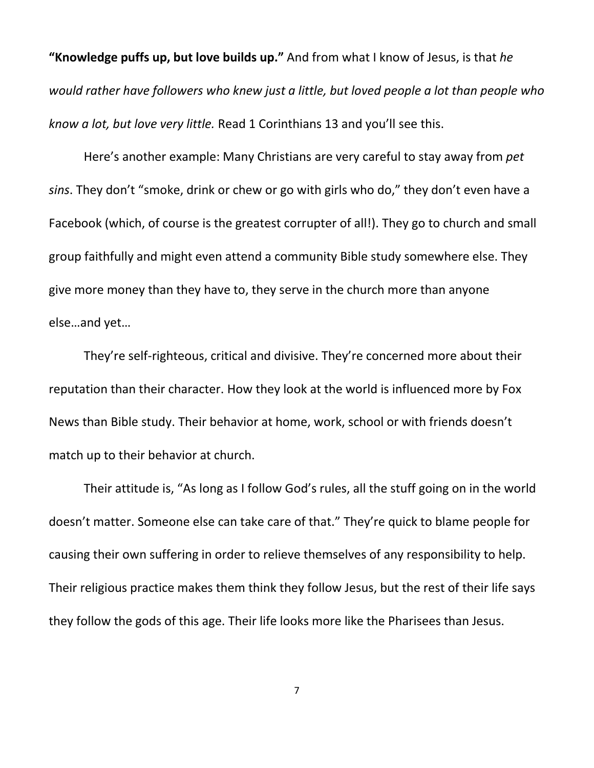**"Knowledge puffs up, but love builds up."** And from what I know of Jesus, is that *he would rather have followers who knew just a little, but loved people a lot than people who know a lot, but love very little.* Read 1 Corinthians 13 and you'll see this.

Here's another example: Many Christians are very careful to stay away from *pet sins*. They don't "smoke, drink or chew or go with girls who do," they don't even have a Facebook (which, of course is the greatest corrupter of all!). They go to church and small group faithfully and might even attend a community Bible study somewhere else. They give more money than they have to, they serve in the church more than anyone else…and yet…

They're self-righteous, critical and divisive. They're concerned more about their reputation than their character. How they look at the world is influenced more by Fox News than Bible study. Their behavior at home, work, school or with friends doesn't match up to their behavior at church.

Their attitude is, "As long as I follow God's rules, all the stuff going on in the world doesn't matter. Someone else can take care of that." They're quick to blame people for causing their own suffering in order to relieve themselves of any responsibility to help. Their religious practice makes them think they follow Jesus, but the rest of their life says they follow the gods of this age. Their life looks more like the Pharisees than Jesus.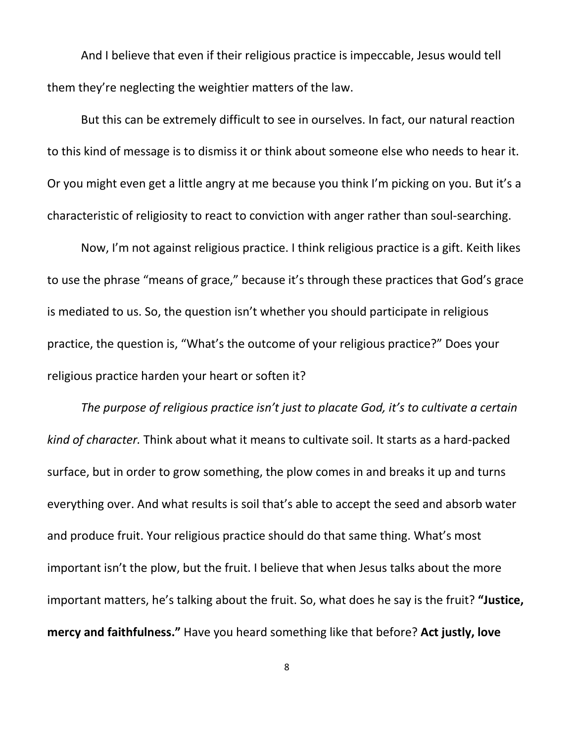And I believe that even if their religious practice is impeccable, Jesus would tell them they're neglecting the weightier matters of the law.

But this can be extremely difficult to see in ourselves. In fact, our natural reaction to this kind of message is to dismiss it or think about someone else who needs to hear it. Or you might even get a little angry at me because you think I'm picking on you. But it's a characteristic of religiosity to react to conviction with anger rather than soul-searching.

Now, I'm not against religious practice. I think religious practice is a gift. Keith likes to use the phrase "means of grace," because it's through these practices that God's grace is mediated to us. So, the question isn't whether you should participate in religious practice, the question is, "What's the outcome of your religious practice?" Does your religious practice harden your heart or soften it?

*The purpose of religious practice isn't just to placate God, it's to cultivate a certain kind of character.* Think about what it means to cultivate soil. It starts as a hard-packed surface, but in order to grow something, the plow comes in and breaks it up and turns everything over. And what results is soil that's able to accept the seed and absorb water and produce fruit. Your religious practice should do that same thing. What's most important isn't the plow, but the fruit. I believe that when Jesus talks about the more important matters, he's talking about the fruit. So, what does he say is the fruit? **"Justice, mercy and faithfulness."** Have you heard something like that before? **Act justly, love**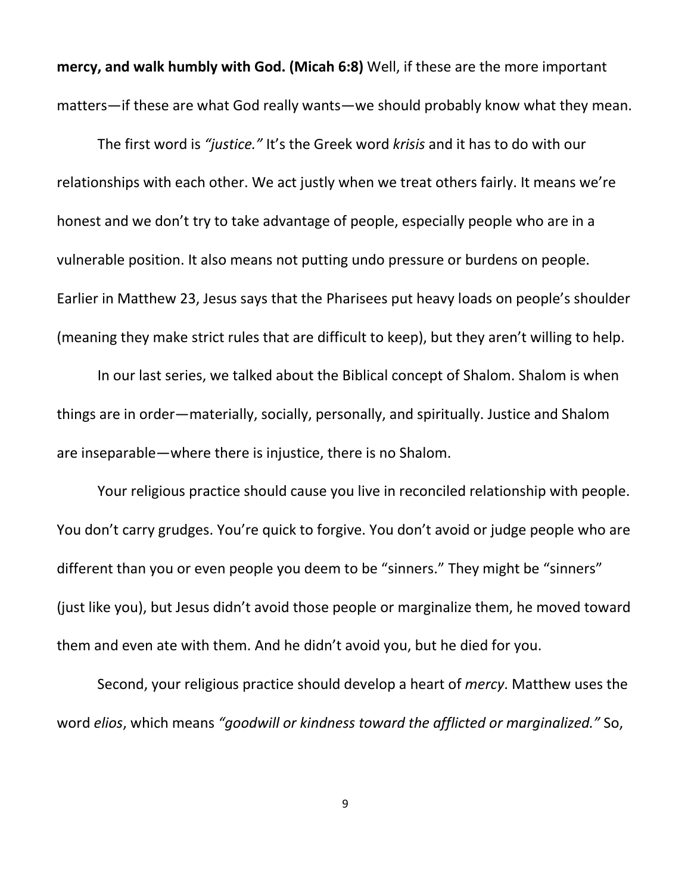**mercy, and walk humbly with God. (Micah 6:8)** Well, if these are the more important matters—if these are what God really wants—we should probably know what they mean.

The first word is *"justice."* It's the Greek word *krisis* and it has to do with our relationships with each other. We act justly when we treat others fairly. It means we're honest and we don't try to take advantage of people, especially people who are in a vulnerable position. It also means not putting undo pressure or burdens on people. Earlier in Matthew 23, Jesus says that the Pharisees put heavy loads on people's shoulder (meaning they make strict rules that are difficult to keep), but they aren't willing to help.

In our last series, we talked about the Biblical concept of Shalom. Shalom is when things are in order—materially, socially, personally, and spiritually. Justice and Shalom are inseparable—where there is injustice, there is no Shalom.

Your religious practice should cause you live in reconciled relationship with people. You don't carry grudges. You're quick to forgive. You don't avoid or judge people who are different than you or even people you deem to be "sinners." They might be "sinners" (just like you), but Jesus didn't avoid those people or marginalize them, he moved toward them and even ate with them. And he didn't avoid you, but he died for you.

Second, your religious practice should develop a heart of *mercy*. Matthew uses the word *elios*, which means *"goodwill or kindness toward the afflicted or marginalized."* So,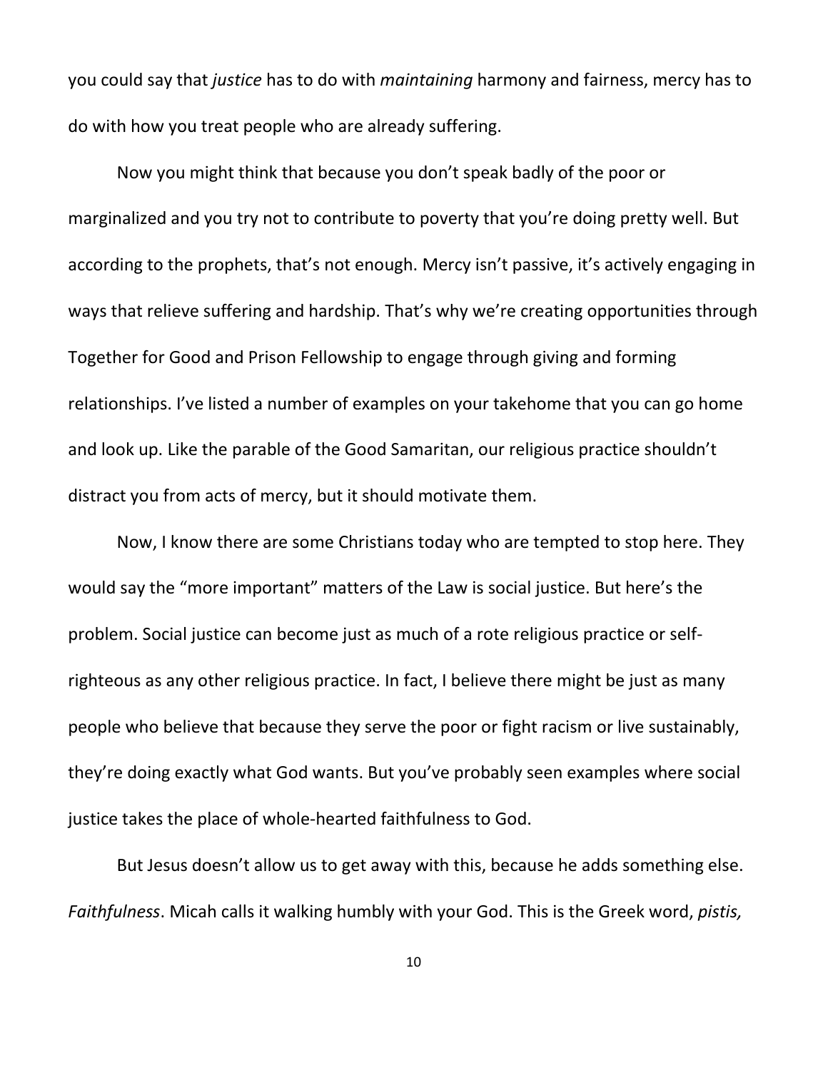you could say that *justice* has to do with *maintaining* harmony and fairness, mercy has to do with how you treat people who are already suffering.

Now you might think that because you don't speak badly of the poor or marginalized and you try not to contribute to poverty that you're doing pretty well. But according to the prophets, that's not enough. Mercy isn't passive, it's actively engaging in ways that relieve suffering and hardship. That's why we're creating opportunities through Together for Good and Prison Fellowship to engage through giving and forming relationships. I've listed a number of examples on your takehome that you can go home and look up. Like the parable of the Good Samaritan, our religious practice shouldn't distract you from acts of mercy, but it should motivate them.

Now, I know there are some Christians today who are tempted to stop here. They would say the "more important" matters of the Law is social justice. But here's the problem. Social justice can become just as much of a rote religious practice or self-righteous as any other religious practice. In fact, I believe there might be just as many people who believe that because they serve the poor or fight racism or live sustainably, they're doing exactly what God wants. But you've probably seen examples where social justice takes the place of whole-hearted faithfulness to God.

But Jesus doesn't allow us to get away with this, because he adds something else. *Faithfulness*. Micah calls it walking humbly with your God. This is the Greek word, *pistis,*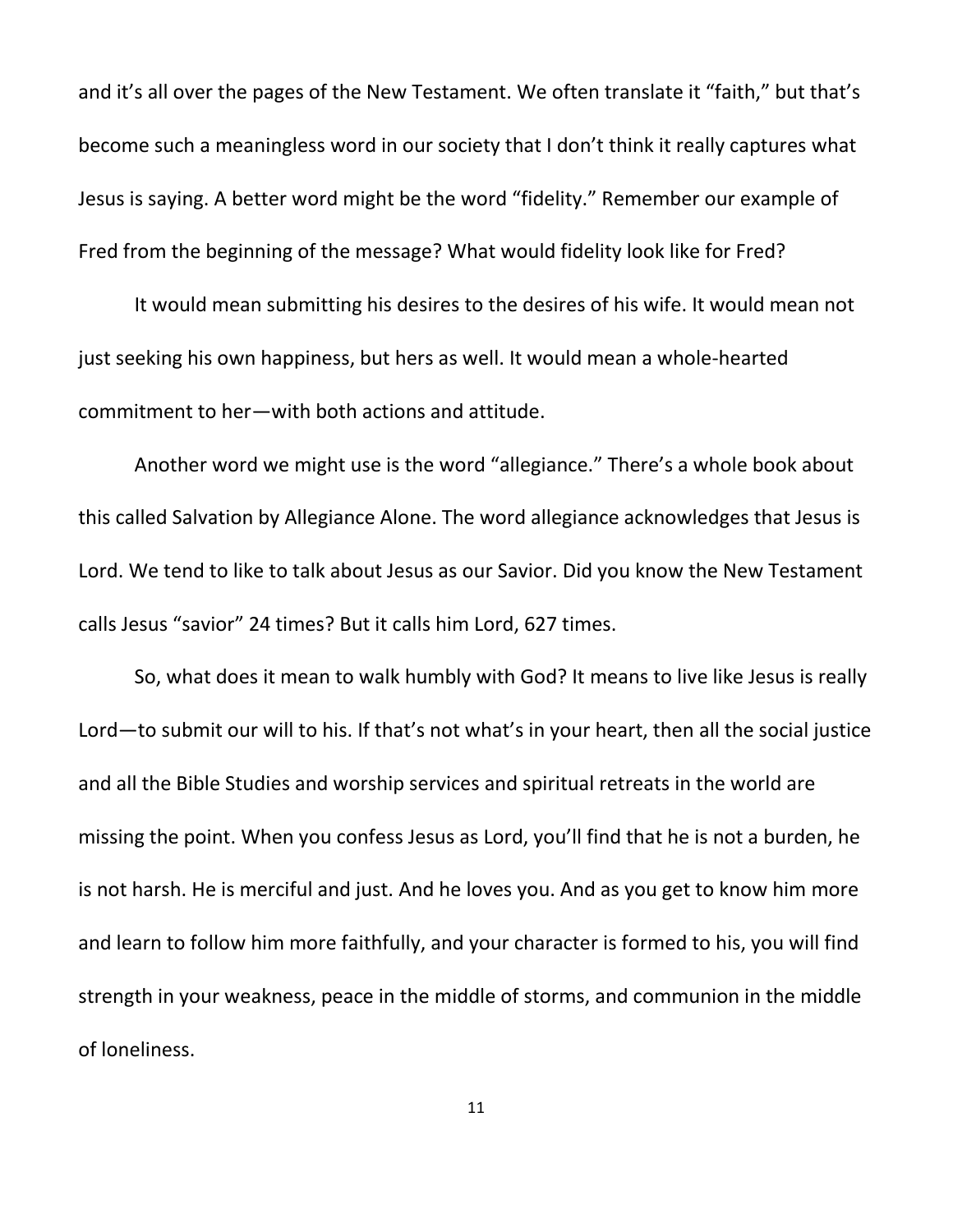and it's all over the pages of the New Testament. We often translate it "faith," but that's become such a meaningless word in our society that I don't think it really captures what Jesus is saying. A better word might be the word "fidelity." Remember our example of Fred from the beginning of the message? What would fidelity look like for Fred?

It would mean submitting his desires to the desires of his wife. It would mean not just seeking his own happiness, but hers as well. It would mean a whole-hearted commitment to her—with both actions and attitude.

Another word we might use is the word "allegiance." There's a whole book about this called Salvation by Allegiance Alone. The word allegiance acknowledges that Jesus is Lord. We tend to like to talk about Jesus as our Savior. Did you know the New Testament calls Jesus "savior" 24 times? But it calls him Lord, 627 times.

So, what does it mean to walk humbly with God? It means to live like Jesus is really Lord—to submit our will to his. If that's not what's in your heart, then all the social justice and all the Bible Studies and worship services and spiritual retreats in the world are missing the point. When you confess Jesus as Lord, you'll find that he is not a burden, he is not harsh. He is merciful and just. And he loves you. And as you get to know him more and learn to follow him more faithfully, and your character is formed to his, you will find strength in your weakness, peace in the middle of storms, and communion in the middle of loneliness.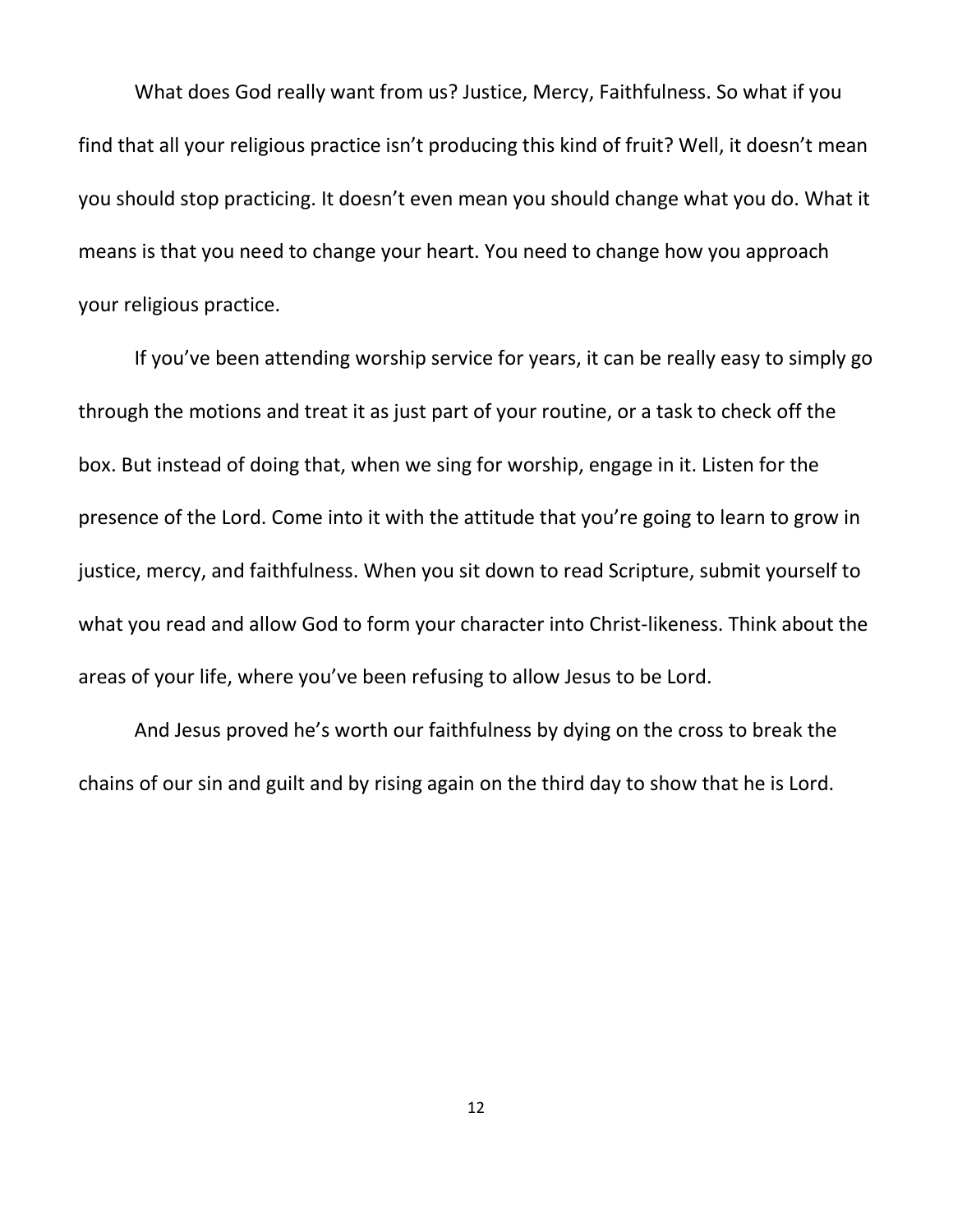What does God really want from us? Justice, Mercy, Faithfulness. So what if you find that all your religious practice isn't producing this kind of fruit? Well, it doesn't mean you should stop practicing. It doesn't even mean you should change what you do. What it means is that you need to change your heart. You need to change how you approach your religious practice.

If you've been attending worship service for years, it can be really easy to simply go through the motions and treat it as just part of your routine, or a task to check off the box. But instead of doing that, when we sing for worship, engage in it. Listen for the presence of the Lord. Come into it with the attitude that you're going to learn to grow in justice, mercy, and faithfulness. When you sit down to read Scripture, submit yourself to what you read and allow God to form your character into Christ-likeness. Think about the areas of your life, where you've been refusing to allow Jesus to be Lord.

And Jesus proved he's worth our faithfulness by dying on the cross to break the chains of our sin and guilt and by rising again on the third day to show that he is Lord.